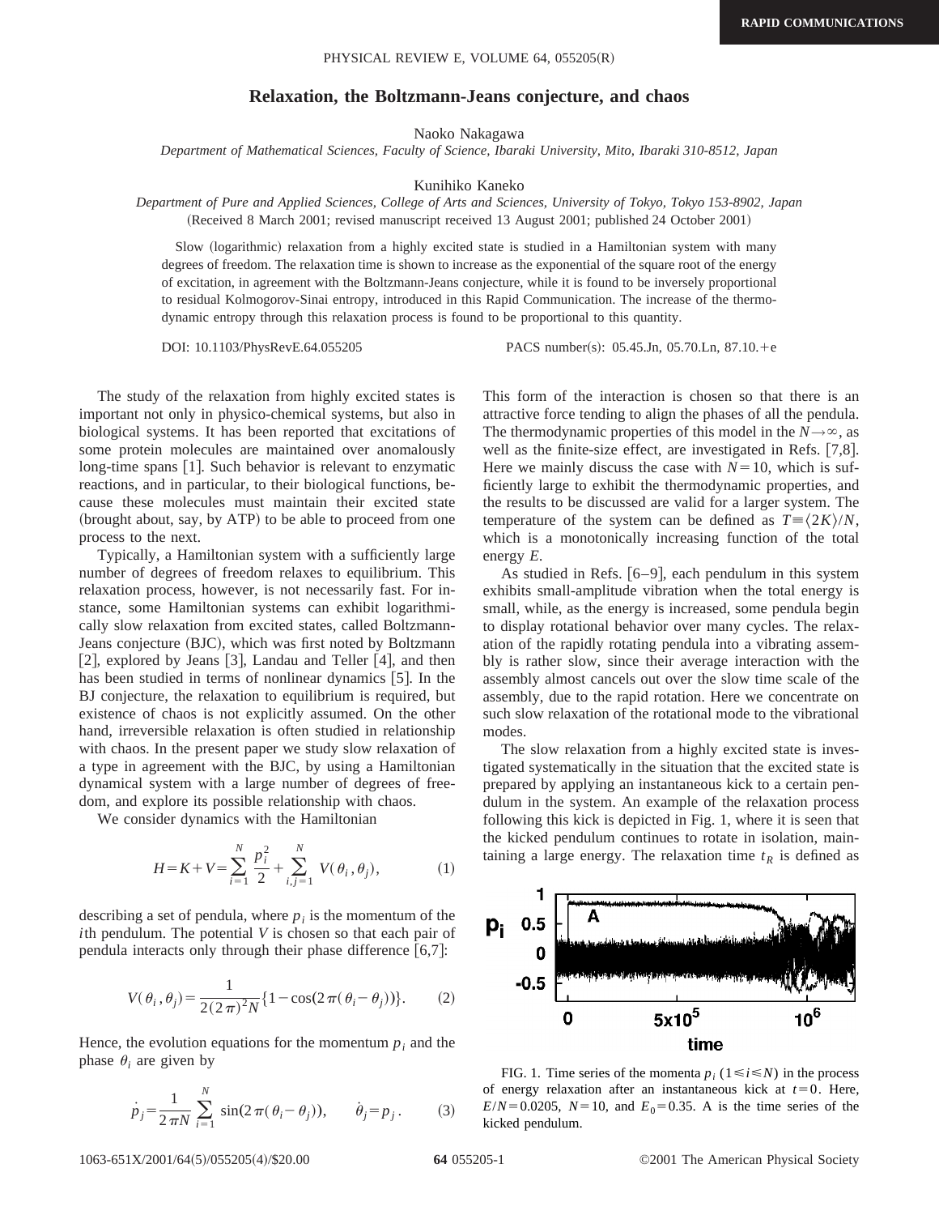# Relaxation, the Boltzmann-Jeans conjecture, and chaos

Naoko Nakagawa

*Department of Mathematical Sciences, Faculty of Science, Ibaraki University, Mito, Ibaraki 310-8512, Japan*

Kunihiko Kaneko

*Department of Pure and Applied Sciences, College of Arts and Sciences, University of Tokyo, Tokyo 153-8902, Japan*

(Received 8 March 2001; revised manuscript received 13 August 2001; published 24 October 2001)

Slow (logarithmic) relaxation from a highly excited state is studied in a Hamiltonian system with many degrees of freedom. The relaxation time is shown to increase as the exponential of the square root of the energy of excitation, in agreement with the Boltzmann-Jeans conjecture, while it is found to be inversely proportional to residual Kolmogorov-Sinai entropy, introduced in this Rapid Communication. The increase of the thermodynamic entropy through this relaxation process is found to be proportional to this quantity.

DOI: 10.1103/PhysRevE.64.055205 PACS number(s): 05.45.Jn, 05.70.Ln, 87.10.+e

The study of the relaxation from highly excited states is important not only in physico-chemical systems, but also in biological systems. It has been reported that excitations of some protein molecules are maintained over anomalously long-time spans [1]. Such behavior is relevant to enzymatic reactions, and in particular, to their biological functions, because these molecules must maintain their excited state (brought about, say, by ATP) to be able to proceed from one process to the next.

Typically, a Hamiltonian system with a sufficiently large number of degrees of freedom relaxes to equilibrium. This relaxation process, however, is not necessarily fast. For instance, some Hamiltonian systems can exhibit logarithmically slow relaxation from excited states, called Boltzmann-Jeans conjecture (BJC), which was first noted by Boltzmann [2], explored by Jeans [3], Landau and Teller [4], and then has been studied in terms of nonlinear dynamics [5]. In the BJ conjecture, the relaxation to equilibrium is required, but existence of chaos is not explicitly assumed. On the other hand, irreversible relaxation is often studied in relationship with chaos. In the present paper we study slow relaxation of a type in agreement with the BJC, by using a Hamiltonian dynamical system with a large number of degrees of freedom, and explore its possible relationship with chaos.

We consider dynamics with the Hamiltonian

$$H=K+V=\sum_{i=1}^{N}\frac{p_i^2}{2}+\sum_{i,j=1}^{N}V(\theta_i,\theta_j), \tag{1}$$

describing a set of pendula, where $p_i$ is the momentum of the $i$th pendulum. The potential $V$ is chosen so that each pair of pendula interacts only through their phase difference [6,7]:

$$V(\theta_i,\theta_j)=\frac{1}{2(2\pi)^2N}\{1-\cos(2\pi(\theta_i-\theta_j))\}. \tag{2}$$

Hence, the evolution equations for the momentum $p_i$ and the phase $\theta_i$ are given by

$$\dot{p}_j=\frac{1}{2\pi N}\sum_{i=1}^{N}\sin(2\pi(\theta_i-\theta_j)),\qquad \dot{\theta}_j=p_j. \tag{3}$$

This form of the interaction is chosen so that there is an attractive force tending to align the phases of all the pendula. The thermodynamic properties of this model in the $N\rightarrow\infty$, as well as the finite-size effect, are investigated in Refs. [7,8]. Here we mainly discuss the case with $N=10$, which is sufficiently large to exhibit the thermodynamic properties, and the results to be discussed are valid for a larger system. The temperature of the system can be defined as $T\equiv\langle 2K\rangle/N$, which is a monotonically increasing function of the total energy $E$.

As studied in Refs. [6–9], each pendulum in this system exhibits small-amplitude vibration when the total energy is small, while, as the energy is increased, some pendula begin to display rotational behavior over many cycles. The relaxation of the rapidly rotating pendula into a vibrating assembly is rather slow, since their average interaction with the assembly almost cancels out over the slow time scale of the assembly, due to the rapid rotation. Here we concentrate on such slow relaxation of the rotational mode to the vibrational modes.

The slow relaxation from a highly excited state is investigated systematically in the situation that the excited state is prepared by applying an instantaneous kick to a certain pendulum in the system. An example of the relaxation process following this kick is depicted in Fig. 1, where it is seen that the kicked pendulum continues to rotate in isolation, maintaining a large energy. The relaxation time $t_R$ is defined as

FIG. 1. Time series of the momenta $p_i$ ($1\leq i\leq N$) in the process of energy relaxation after an instantaneous kick at $t=0$. Here, $E/N=0.0205$, $N=10$, and $E_0=0.35$. A is the time series of the kicked pendulum.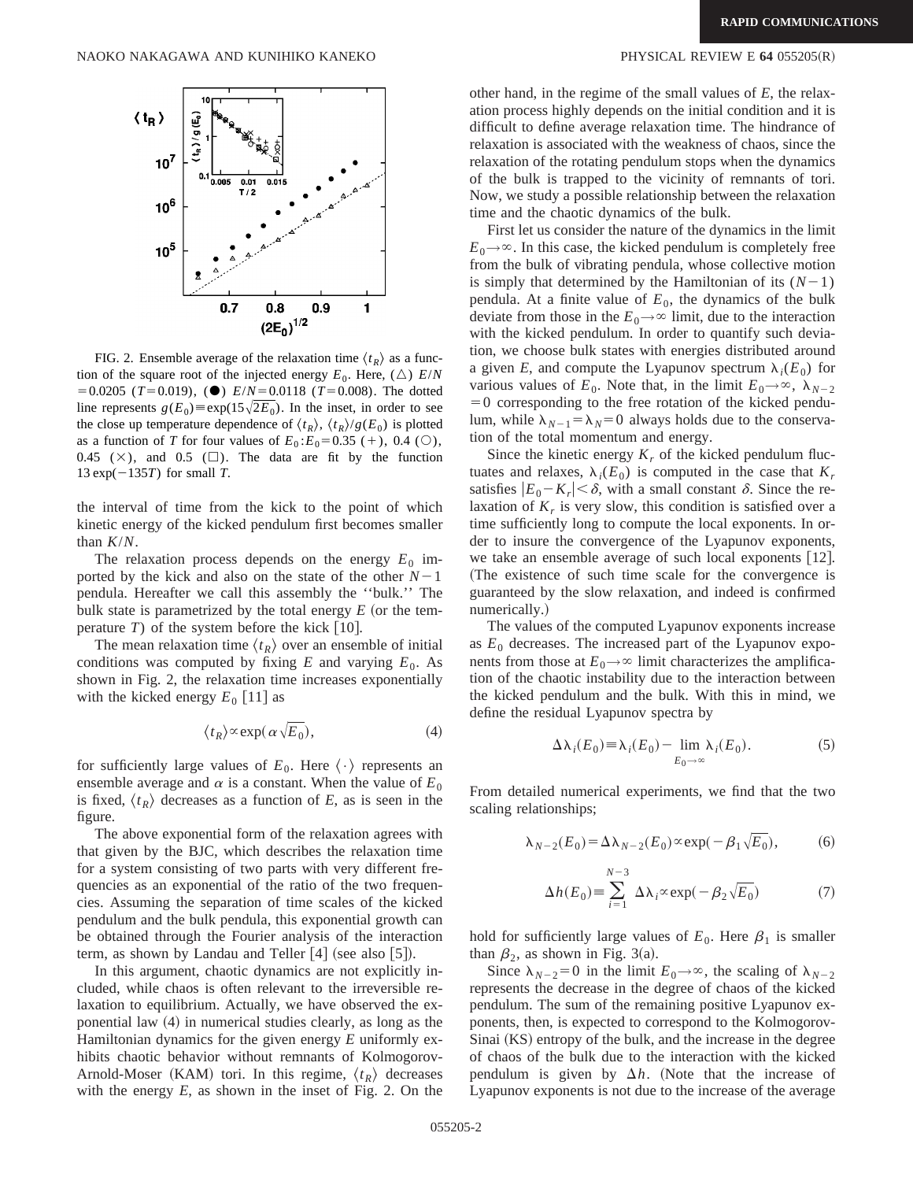FIG. 2. Ensemble average of the relaxation time $\langle t_R \rangle$ as a function of the square root of the injected energy $E_0$. Here, (△) $E/N = 0.0205$ ($T = 0.019$), (●) $E/N = 0.0118$ ($T = 0.008$). The dotted line represents $g(E_0) \equiv \exp(15\sqrt{2E_0})$. In the inset, in order to see the close up temperature dependence of $\langle t_R \rangle$, $\langle t_R \rangle / g(E_0)$ is plotted as a function of $T$ for four values of $E_0$: $E_0 = 0.35$ (+), 0.4 (○), 0.45 (×), and 0.5 (□). The data are fit by the function $13\exp(-135T)$ for small $T$.

the interval of time from the kick to the point of which kinetic energy of the kicked pendulum first becomes smaller than $K/N$.

The relaxation process depends on the energy $E_0$ imported by the kick and also on the state of the other $N-1$ pendula. Hereafter we call this assembly the "bulk." The bulk state is parametrized by the total energy $E$ (or the temperature $T$) of the system before the kick [10].

The mean relaxation time $\langle t_R \rangle$ over an ensemble of initial conditions was computed by fixing $E$ and varying $E_0$. As shown in Fig. 2, the relaxation time increases exponentially with the kicked energy $E_0$ [11] as

$$\langle t_R \rangle \propto \exp(\alpha \sqrt{E_0}), \tag{4}$$

for sufficiently large values of $E_0$. Here $\langle \cdot \rangle$ represents an ensemble average and $\alpha$ is a constant. When the value of $E_0$ is fixed, $\langle t_R \rangle$ decreases as a function of $E$, as is seen in the figure.

The above exponential form of the relaxation agrees with that given by the BJC, which describes the relaxation time for a system consisting of two parts with very different frequencies as an exponential of the ratio of the two frequencies. Assuming the separation of time scales of the kicked pendulum and the bulk pendula, this exponential growth can be obtained through the Fourier analysis of the interaction term, as shown by Landau and Teller [4] (see also [5]).

In this argument, chaotic dynamics are not explicitly included, while chaos is often relevant to the irreversible relaxation to equilibrium. Actually, we have observed the exponential law (4) in numerical studies clearly, as long as the Hamiltonian dynamics for the given energy $E$ uniformly exhibits chaotic behavior without remnants of Kolmogorov-Arnold-Moser (KAM) tori. In this regime, $\langle t_R \rangle$ decreases with the energy $E$, as shown in the inset of Fig. 2. On the other hand, in the regime of the small values of $E$, the relaxation process highly depends on the initial condition and it is difficult to define average relaxation time. The hindrance of relaxation is associated with the weakness of chaos, since the relaxation of the rotating pendulum stops when the dynamics of the bulk is trapped to the vicinity of remnants of tori. Now, we study a possible relationship between the relaxation time and the chaotic dynamics of the bulk.

First let us consider the nature of the dynamics in the limit $E_0 \to \infty$. In this case, the kicked pendulum is completely free from the bulk of vibrating pendula, whose collective motion is simply that determined by the Hamiltonian of its $(N-1)$ pendula. At a finite value of $E_0$, the dynamics of the bulk deviate from those in the $E_0 \to \infty$ limit, due to the interaction with the kicked pendulum. In order to quantify such deviation, we choose bulk states with energies distributed around a given $E$, and compute the Lyapunov spectrum $\lambda_i(E_0)$ for various values of $E_0$. Note that, in the limit $E_0 \to \infty$, $\lambda_{N-2} = 0$ corresponding to the free rotation of the kicked pendulum, while $\lambda_{N-1} = \lambda_N = 0$ always holds due to the conservation of the total momentum and energy.

Since the kinetic energy $K_r$ of the kicked pendulum fluctuates and relaxes, $\lambda_i(E_0)$ is computed in the case that $K_r$ satisfies $|E_0 - K_r| < \delta$, with a small constant $\delta$. Since the relaxation of $K_r$ is very slow, this condition is satisfied over a time sufficiently long to compute the local exponents. In order to insure the convergence of the Lyapunov exponents, we take an ensemble average of such local exponents [12]. (The existence of such time scale for the convergence is guaranteed by the slow relaxation, and indeed is confirmed numerically.)

The values of the computed Lyapunov exponents increase as $E_0$ decreases. The increased part of the Lyapunov exponents from those at $E_0 \to \infty$ limit characterizes the amplification of the chaotic instability due to the interaction between the kicked pendulum and the bulk. With this in mind, we define the residual Lyapunov spectra by

$$\Delta\lambda_i(E_0) \equiv \lambda_i(E_0) - \lim_{E_0 \to \infty} \lambda_i(E_0). \tag{5}$$

From detailed numerical experiments, we find that the two scaling relationships;

$$\lambda_{N-2}(E_0) = \Delta\lambda_{N-2}(E_0) \propto \exp(-\beta_1 \sqrt{E_0}), \tag{6}$$

$$\Delta h(E_0) \equiv \sum_{i=1}^{N-3} \Delta\lambda_i \propto \exp(-\beta_2 \sqrt{E_0}) \tag{7}$$

hold for sufficiently large values of $E_0$. Here $\beta_1$ is smaller than $\beta_2$, as shown in Fig. 3(a).

Since $\lambda_{N-2} = 0$ in the limit $E_0 \to \infty$, the scaling of $\lambda_{N-2}$ represents the decrease in the degree of chaos of the kicked pendulum. The sum of the remaining positive Lyapunov exponents, then, is expected to correspond to the Kolmogorov-Sinai (KS) entropy of the bulk, and the increase in the degree of chaos of the bulk due to the interaction with the kicked pendulum is given by $\Delta h$. (Note that the increase of Lyapunov exponents is not due to the increase of the average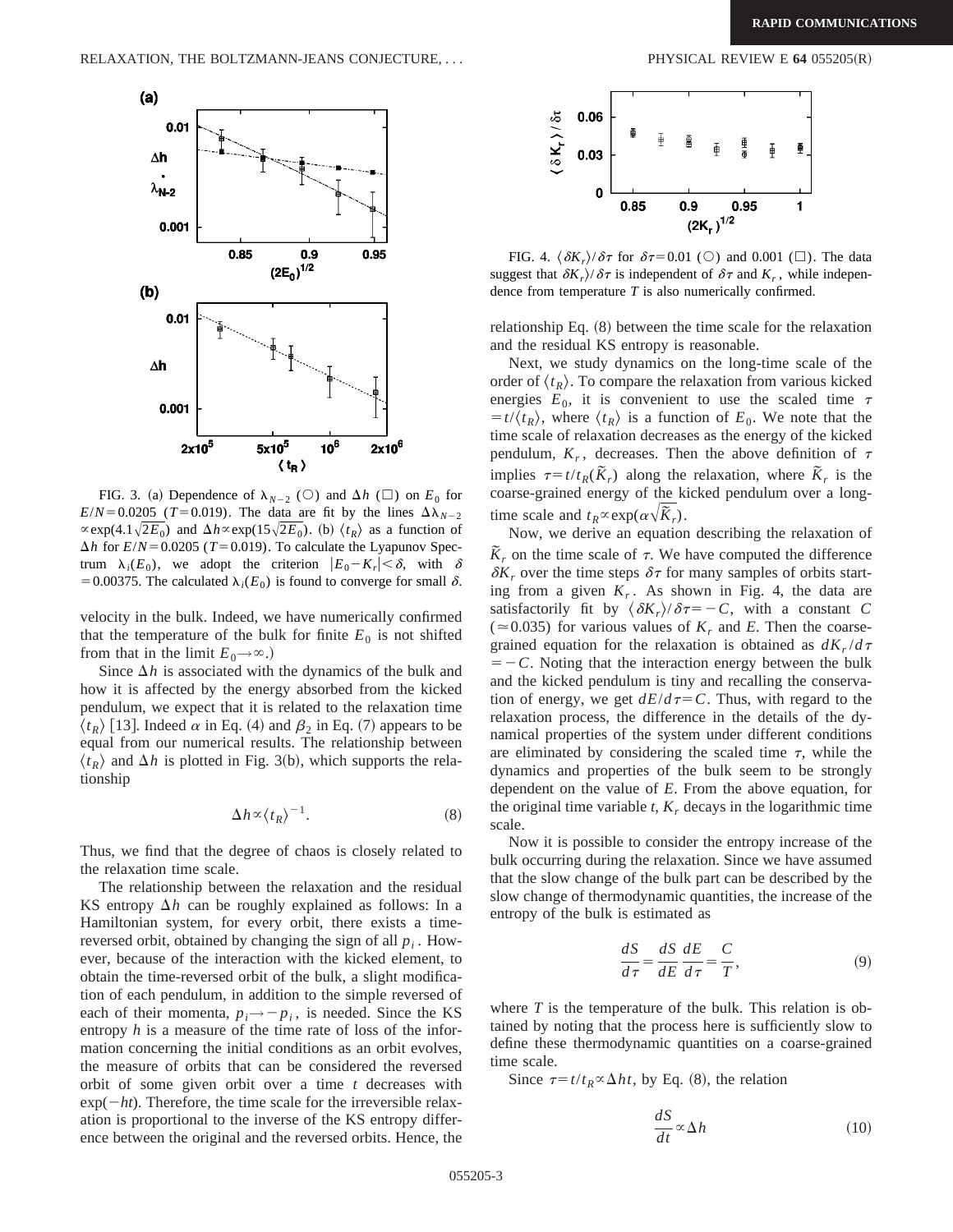FIG. 3. (a) Dependence of $\lambda_{N-2}$ (○) and $\Delta h$ (□) on $E_0$ for $E/N=0.0205$ ($T=0.019$). The data are fit by the lines $\Delta\lambda_{N-2} \propto \exp(4.1\sqrt{2E_0})$ and $\Delta h \propto \exp(15\sqrt{2E_0})$. (b) $\langle t_R \rangle$ as a function of $\Delta h$ for $E/N=0.0205$ ($T=0.019$). To calculate the Lyapunov Spectrum $\lambda_i(E_0)$, we adopt the criterion $|E_0 - K_r| < \delta$, with $\delta = 0.00375$. The calculated $\lambda_i(E_0)$ is found to converge for small $\delta$.

velocity in the bulk. Indeed, we have numerically confirmed that the temperature of the bulk for finite $E_0$ is not shifted from that in the limit $E_0 \to \infty$.)

Since $\Delta h$ is associated with the dynamics of the bulk and how it is affected by the energy absorbed from the kicked pendulum, we expect that it is related to the relaxation time $\langle t_R \rangle$ [13]. Indeed $\alpha$ in Eq. (4) and $\beta_2$ in Eq. (7) appears to be equal from our numerical results. The relationship between $\langle t_R \rangle$ and $\Delta h$ is plotted in Fig. 3(b), which supports the relationship

$$\Delta h \propto \langle t_R \rangle^{-1}. \tag{8}$$

Thus, we find that the degree of chaos is closely related to the relaxation time scale.

The relationship between the relaxation and the residual KS entropy $\Delta h$ can be roughly explained as follows: In a Hamiltonian system, for every orbit, there exists a time-reversed orbit, obtained by changing the sign of all $p_i$. However, because of the interaction with the kicked element, to obtain the time-reversed orbit of the bulk, a slight modification of each pendulum, in addition to the simple reversed of each of their momenta, $p_i \to -p_i$, is needed. Since the KS entropy $h$ is a measure of the time rate of loss of the information concerning the initial conditions as an orbit evolves, the measure of orbits that can be considered the reversed orbit of some given orbit over a time $t$ decreases with $\exp(-ht)$. Therefore, the time scale for the irreversible relaxation is proportional to the inverse of the KS entropy difference between the original and the reversed orbits. Hence, the relationship Eq. (8) between the time scale for the relaxation and the residual KS entropy is reasonable.

FIG. 4. $\langle \delta K_r \rangle / \delta\tau$ for $\delta\tau = 0.01$ (○) and 0.001 (□). The data suggest that $\delta K_r \rangle / \delta\tau$ is independent of $\delta\tau$ and $K_r$, while independence from temperature $T$ is also numerically confirmed.

Next, we study dynamics on the long-time scale of the order of $\langle t_R \rangle$. To compare the relaxation from various kicked energies $E_0$, it is convenient to use the scaled time $\tau = t/\langle t_R \rangle$, where $\langle t_R \rangle$ is a function of $E_0$. We note that the time scale of relaxation decreases as the energy of the kicked pendulum, $K_r$, decreases. Then the above definition of $\tau$ implies $\tau = t/t_R(\tilde{K}_r)$ along the relaxation, where $\tilde{K}_r$ is the coarse-grained energy of the kicked pendulum over a long-time scale and $t_R \propto \exp(\alpha\sqrt{\tilde{K}_r})$.

Now, we derive an equation describing the relaxation of $\tilde{K}_r$ on the time scale of $\tau$. We have computed the difference $\delta K_r$ over the time steps $\delta\tau$ for many samples of orbits starting from a given $K_r$. As shown in Fig. 4, the data are satisfactorily fit by $\langle \delta K_r \rangle / \delta\tau = -C$, with a constant $C$ ($\simeq 0.035$) for various values of $K_r$ and $E$. Then the coarse-grained equation for the relaxation is obtained as $dK_r/d\tau = -C$. Noting that the interaction energy between the bulk and the kicked pendulum is tiny and recalling the conservation of energy, we get $dE/d\tau = C$. Thus, with regard to the relaxation process, the difference in the details of the dynamical properties of the system under different conditions are eliminated by considering the scaled time $\tau$, while the dynamics and properties of the bulk seem to be strongly dependent on the value of $E$. From the above equation, for the original time variable $t$, $K_r$ decays in the logarithmic time scale.

Now it is possible to consider the entropy increase of the bulk occurring during the relaxation. Since we have assumed that the slow change of the bulk part can be described by the slow change of thermodynamic quantities, the increase of the entropy of the bulk is estimated as

$$\frac{dS}{d\tau} = \frac{dS}{dE}\frac{dE}{d\tau} = \frac{C}{T}, \tag{9}$$

where $T$ is the temperature of the bulk. This relation is obtained by noting that the process here is sufficiently slow to define these thermodynamic quantities on a coarse-grained time scale.

Since $\tau = t/t_R \propto \Delta h t$, by Eq. (8), the relation

$$\frac{dS}{dt} \propto \Delta h \tag{10}$$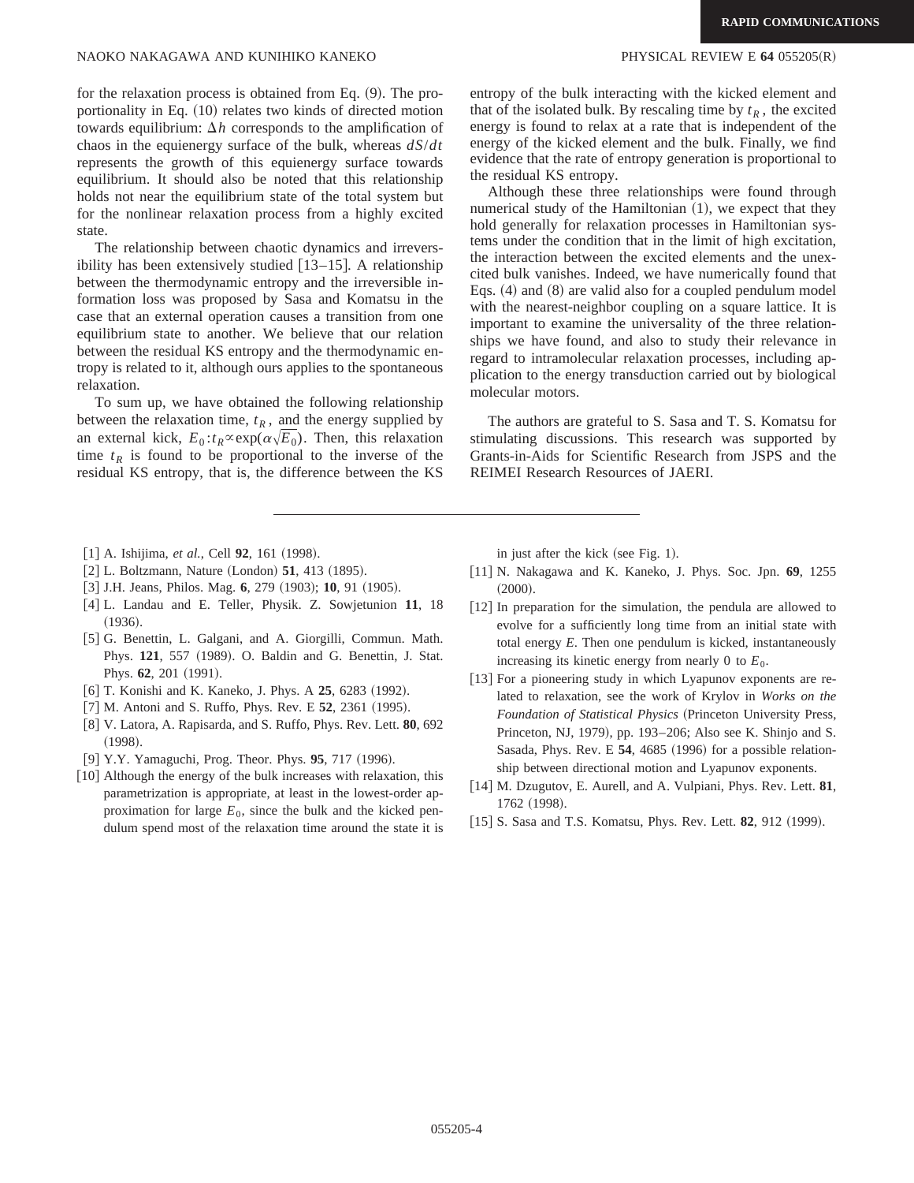for the relaxation process is obtained from Eq. (9). The proportionality in Eq. (10) relates two kinds of directed motion towards equilibrium: $\Delta h$ corresponds to the amplification of chaos in the equienergy surface of the bulk, whereas $dS/dt$ represents the growth of this equienergy surface towards equilibrium. It should also be noted that this relationship holds not near the equilibrium state of the total system but for the nonlinear relaxation process from a highly excited state.

The relationship between chaotic dynamics and irreversibility has been extensively studied [13–15]. A relationship between the thermodynamic entropy and the irreversible information loss was proposed by Sasa and Komatsu in the case that an external operation causes a transition from one equilibrium state to another. We believe that our relation between the residual KS entropy and the thermodynamic entropy is related to it, although ours applies to the spontaneous relaxation.

To sum up, we have obtained the following relationship between the relaxation time, $t_R$, and the energy supplied by an external kick, $E_0 : t_R \propto \exp(\alpha\sqrt{E_0})$. Then, this relaxation time $t_R$ is found to be proportional to the inverse of the residual KS entropy, that is, the difference between the KS entropy of the bulk interacting with the kicked element and that of the isolated bulk. By rescaling time by $t_R$, the excited energy is found to relax at a rate that is independent of the energy of the kicked element and the bulk. Finally, we find evidence that the rate of entropy generation is proportional to the residual KS entropy.

Although these three relationships were found through numerical study of the Hamiltonian (1), we expect that they hold generally for relaxation processes in Hamiltonian systems under the condition that in the limit of high excitation, the interaction between the excited elements and the unexcited bulk vanishes. Indeed, we have numerically found that Eqs. (4) and (8) are valid also for a coupled pendulum model with the nearest-neighbor coupling on a square lattice. It is important to examine the universality of the three relationships we have found, and also to study their relevance in regard to intramolecular relaxation processes, including application to the energy transduction carried out by biological molecular motors.

The authors are grateful to S. Sasa and T. S. Komatsu for stimulating discussions. This research was supported by Grants-in-Aids for Scientific Research from JSPS and the REIMEI Research Resources of JAERI.

---

[1] A. Ishijima, *et al.*, Cell **92**, 161 (1998).

[2] L. Boltzmann, Nature (London) **51**, 413 (1895).

[3] J.H. Jeans, Philos. Mag. **6**, 279 (1903); **10**, 91 (1905).

[4] L. Landau and E. Teller, Physik. Z. Sowjetunion **11**, 18 (1936).

[5] G. Benettin, L. Galgani, and A. Giorgilli, Commun. Math. Phys. **121**, 557 (1989). O. Baldin and G. Benettin, J. Stat. Phys. **62**, 201 (1991).

[6] T. Konishi and K. Kaneko, J. Phys. A **25**, 6283 (1992).

[7] M. Antoni and S. Ruffo, Phys. Rev. E **52**, 2361 (1995).

[8] V. Latora, A. Rapisarda, and S. Ruffo, Phys. Rev. Lett. **80**, 692 (1998).

[9] Y.Y. Yamaguchi, Prog. Theor. Phys. **95**, 717 (1996).

[10] Although the energy of the bulk increases with relaxation, this parametrization is appropriate, at least in the lowest-order approximation for large $E_0$, since the bulk and the kicked pendulum spend most of the relaxation time around the state it is in just after the kick (see Fig. 1).

[11] N. Nakagawa and K. Kaneko, J. Phys. Soc. Jpn. **69**, 1255 (2000).

[12] In preparation for the simulation, the pendula are allowed to evolve for a sufficiently long time from an initial state with total energy $E$. Then one pendulum is kicked, instantaneously increasing its kinetic energy from nearly 0 to $E_0$.

[13] For a pioneering study in which Lyapunov exponents are related to relaxation, see the work of Krylov in *Works on the Foundation of Statistical Physics* (Princeton University Press, Princeton, NJ, 1979), pp. 193–206; Also see K. Shinjo and S. Sasada, Phys. Rev. E **54**, 4685 (1996) for a possible relationship between directional motion and Lyapunov exponents.

[14] M. Dzugutov, E. Aurell, and A. Vulpiani, Phys. Rev. Lett. **81**, 1762 (1998).

[15] S. Sasa and T.S. Komatsu, Phys. Rev. Lett. **82**, 912 (1999).